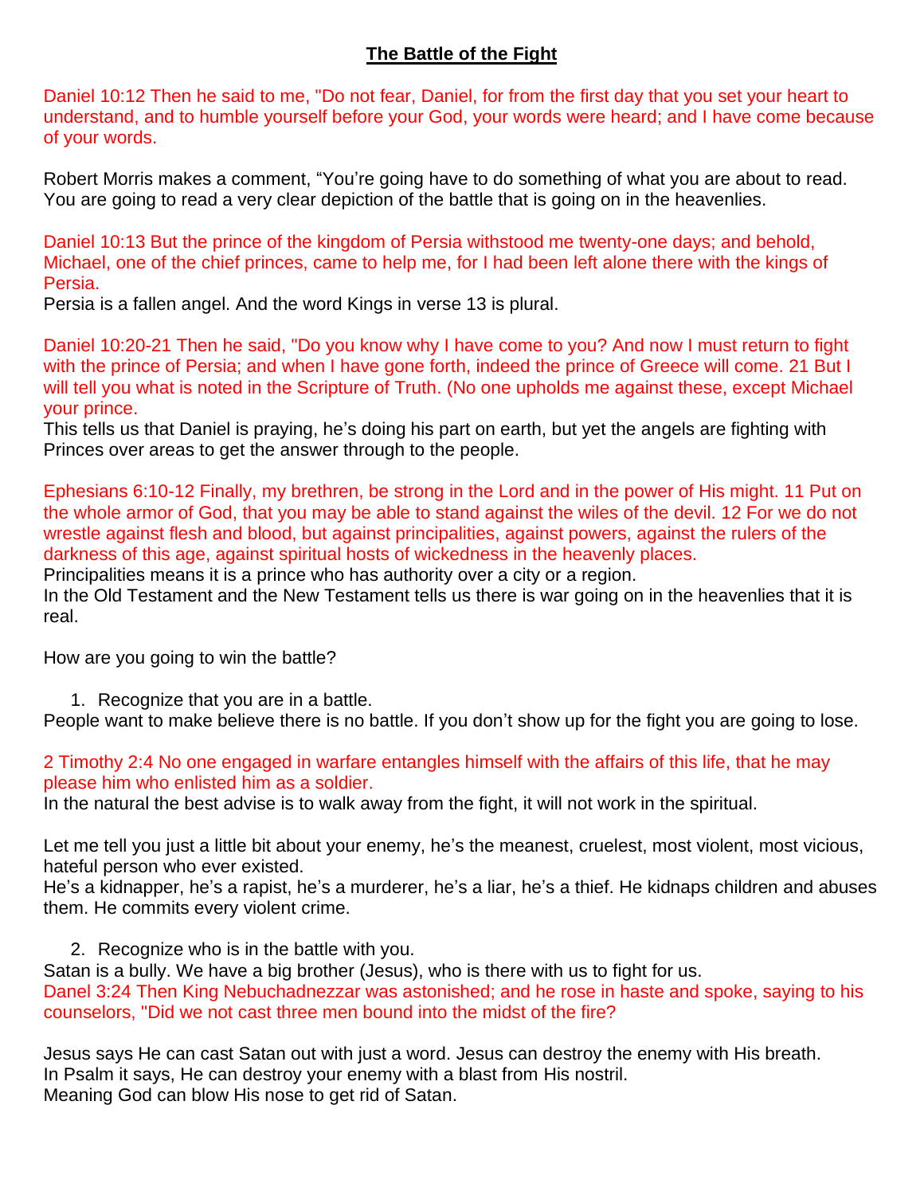# The Battle of the Fight

Daniel 10:12 Then he said to me, "Do not fear, Daniel, for from the first day that you set your heart to understand, and to humble yourself before your God, your words were heard; and I have come because of your words.

Robert Morris makes a comment, "You're going have to do something of what you are about to read. You are going to read a very clear depiction of the battle that is going on in the heavenlies.

Daniel 10:13 But the prince of the kingdom of Persia withstood me twenty-one days; and behold, Michael, one of the chief princes, came to help me, for I had been left alone there with the kings of Persia.
Persia is a fallen angel. And the word Kings in verse 13 is plural.

Daniel 10:20-21 Then he said, "Do you know why I have come to you? And now I must return to fight with the prince of Persia; and when I have gone forth, indeed the prince of Greece will come. 21 But I will tell you what is noted in the Scripture of Truth. (No one upholds me against these, except Michael your prince.
This tells us that Daniel is praying, he's doing his part on earth, but yet the angels are fighting with Princes over areas to get the answer through to the people.

Ephesians 6:10-12 Finally, my brethren, be strong in the Lord and in the power of His might. 11 Put on the whole armor of God, that you may be able to stand against the wiles of the devil. 12 For we do not wrestle against flesh and blood, but against principalities, against powers, against the rulers of the darkness of this age, against spiritual hosts of wickedness in the heavenly places.
Principalities means it is a prince who has authority over a city or a region.
In the Old Testament and the New Testament tells us there is war going on in the heavenlies that it is real.

How are you going to win the battle?

1. Recognize that you are in a battle.

People want to make believe there is no battle. If you don't show up for the fight you are going to lose.

2 Timothy 2:4 No one engaged in warfare entangles himself with the affairs of this life, that he may please him who enlisted him as a soldier.
In the natural the best advise is to walk away from the fight, it will not work in the spiritual.

Let me tell you just a little bit about your enemy, he's the meanest, cruelest, most violent, most vicious, hateful person who ever existed.
He's a kidnapper, he's a rapist, he's a murderer, he's a liar, he's a thief. He kidnaps children and abuses them. He commits every violent crime.

2. Recognize who is in the battle with you.

Satan is a bully. We have a big brother (Jesus), who is there with us to fight for us.
Danel 3:24 Then King Nebuchadnezzar was astonished; and he rose in haste and spoke, saying to his counselors, "Did we not cast three men bound into the midst of the fire?

Jesus says He can cast Satan out with just a word. Jesus can destroy the enemy with His breath.
In Psalm it says, He can destroy your enemy with a blast from His nostril.
Meaning God can blow His nose to get rid of Satan.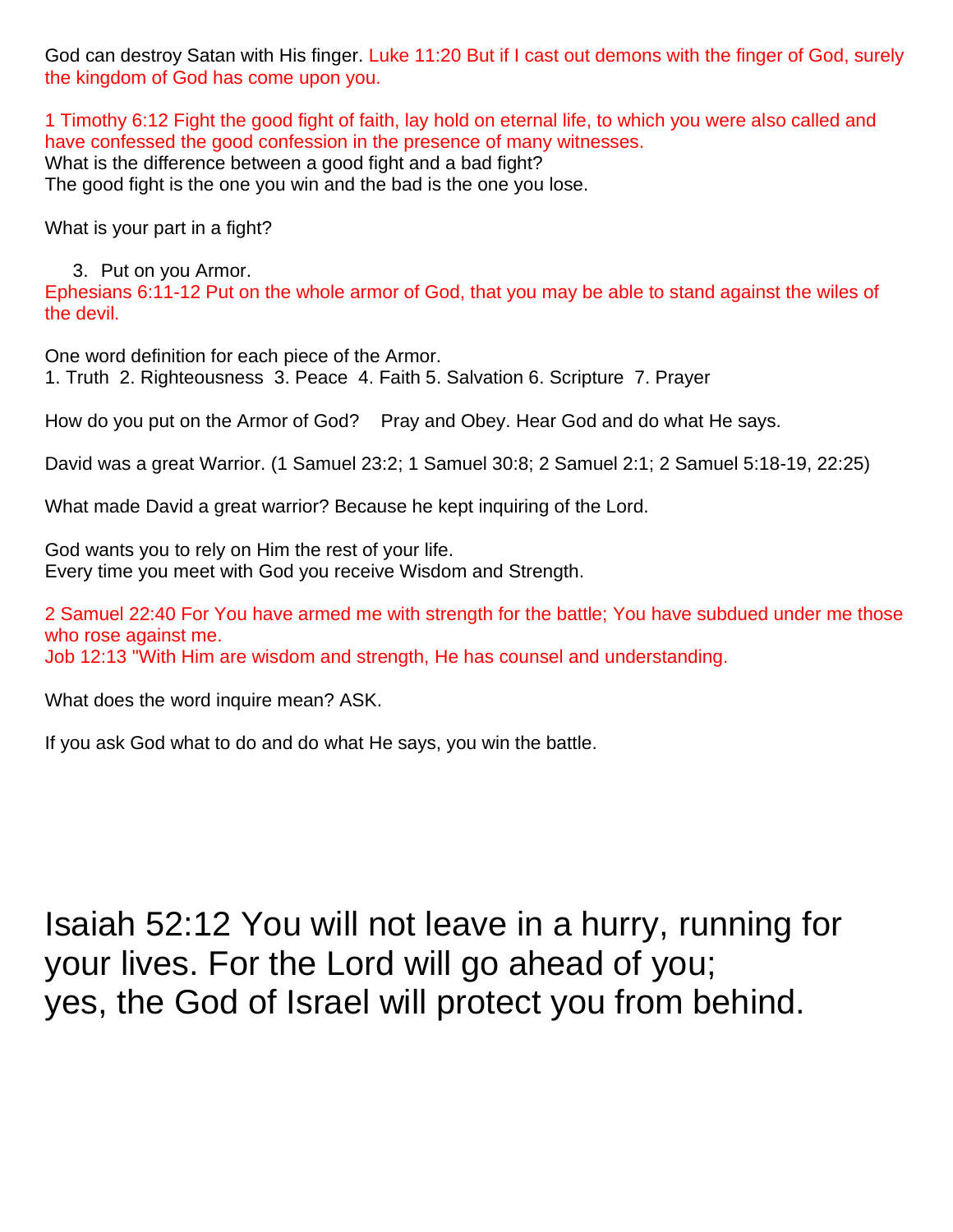God can destroy Satan with His finger. Luke 11:20 But if I cast out demons with the finger of God, surely the kingdom of God has come upon you.

1 Timothy 6:12 Fight the good fight of faith, lay hold on eternal life, to which you were also called and have confessed the good confession in the presence of many witnesses.
What is the difference between a good fight and a bad fight?
The good fight is the one you win and the bad is the one you lose.

What is your part in a fight?

3. Put on you Armor.

Ephesians 6:11-12 Put on the whole armor of God, that you may be able to stand against the wiles of the devil.

One word definition for each piece of the Armor.
1. Truth 2. Righteousness 3. Peace 4. Faith 5. Salvation 6. Scripture 7. Prayer

How do you put on the Armor of God? Pray and Obey. Hear God and do what He says.

David was a great Warrior. (1 Samuel 23:2; 1 Samuel 30:8; 2 Samuel 2:1; 2 Samuel 5:18-19, 22:25)

What made David a great warrior? Because he kept inquiring of the Lord.

God wants you to rely on Him the rest of your life.
Every time you meet with God you receive Wisdom and Strength.

2 Samuel 22:40 For You have armed me with strength for the battle; You have subdued under me those who rose against me.
Job 12:13 "With Him are wisdom and strength, He has counsel and understanding.

What does the word inquire mean? ASK.

If you ask God what to do and do what He says, you win the battle.

## Isaiah 52:12 You will not leave in a hurry, running for your lives. For the Lord will go ahead of you; yes, the God of Israel will protect you from behind.